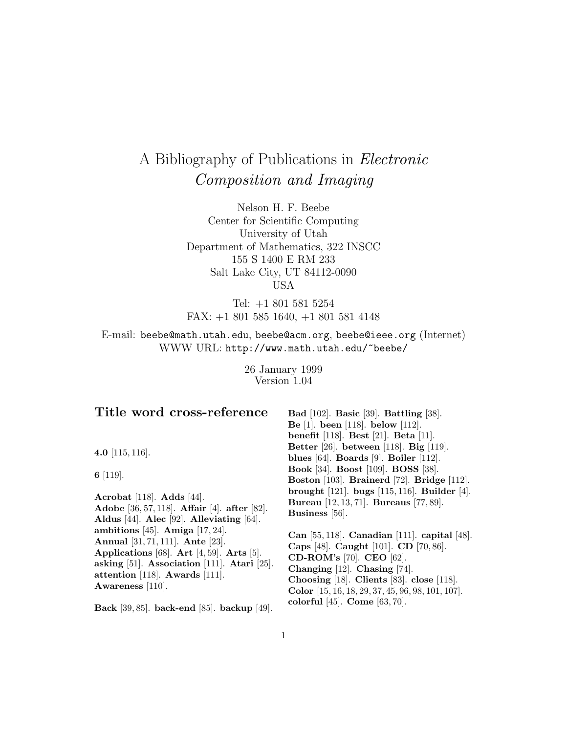# A Bibliography of Publications in *Electronic Composition and Imaging*

Nelson H. F. Beebe
Center for Scientific Computing
University of Utah
Department of Mathematics, 322 INSCC
155 S 1400 E RM 233
Salt Lake City, UT 84112-0090
USA

Tel: +1 801 581 5254
FAX: +1 801 585 1640, +1 801 581 4148

E-mail: `beebe@math.utah.edu`, `beebe@acm.org`, `beebe@ieee.org` (Internet)
WWW URL: `http://www.math.utah.edu/~beebe/`

26 January 1999
Version 1.04

## Title word cross-reference

**4.0** [115, 116].

**6** [119].

**Acrobat** [118]. **Adds** [44]. **Adobe** [36, 57, 118]. **Affair** [4]. **after** [82]. **Aldus** [44]. **Alec** [92]. **Alleviating** [64]. **ambitions** [45]. **Amiga** [17, 24]. **Annual** [31, 71, 111]. **Ante** [23]. **Applications** [68]. **Art** [4, 59]. **Arts** [5]. **asking** [51]. **Association** [111]. **Atari** [25]. **attention** [118]. **Awards** [111]. **Awareness** [110].

**Back** [39, 85]. **back-end** [85]. **backup** [49]. **Bad** [102]. **Basic** [39]. **Battling** [38]. **Be** [1]. **been** [118]. **below** [112]. **benefit** [118]. **Best** [21]. **Beta** [11]. **Better** [26]. **between** [118]. **Big** [119]. **blues** [64]. **Boards** [9]. **Boiler** [112]. **Book** [34]. **Boost** [109]. **BOSS** [38]. **Boston** [103]. **Brainerd** [72]. **Bridge** [112]. **brought** [121]. **bugs** [115, 116]. **Builder** [4]. **Bureau** [12, 13, 71]. **Bureaus** [77, 89]. **Business** [56].

**Can** [55, 118]. **Canadian** [111]. **capital** [48]. **Caps** [48]. **Caught** [101]. **CD** [70, 86]. **CD-ROM's** [70]. **CEO** [62]. **Changing** [12]. **Chasing** [74]. **Choosing** [18]. **Clients** [83]. **close** [118]. **Color** [15, 16, 18, 29, 37, 45, 96, 98, 101, 107]. **colorful** [45]. **Come** [63, 70].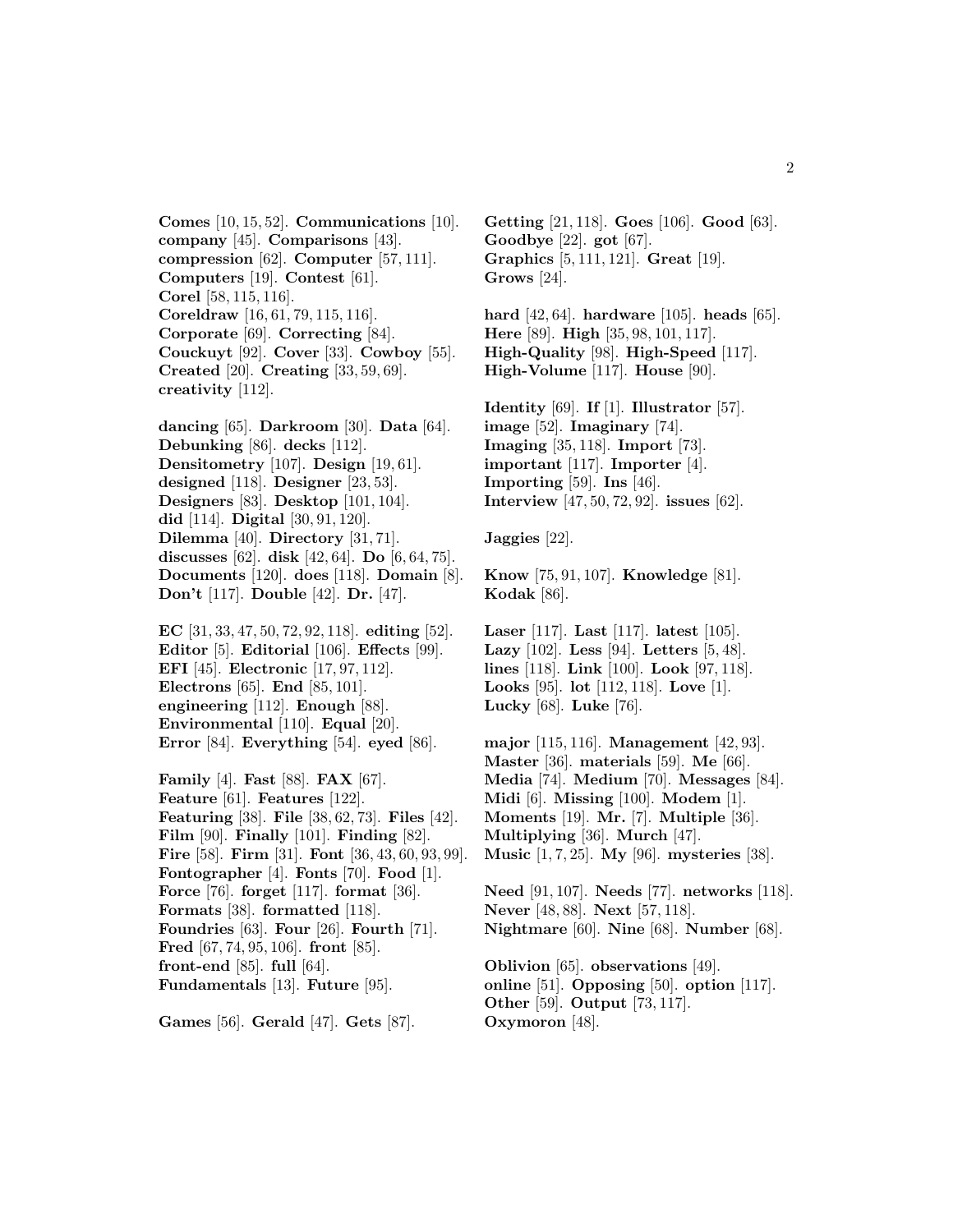**Comes** [10, 15, 52]. **Communications** [10]. **company** [45]. **Comparisons** [43]. **compression** [62]. **Computer** [57, 111]. **Computers** [19]. **Contest** [61]. **Corel** [58, 115, 116]. **Coreldraw** [16, 61, 79, 115, 116]. **Corporate** [69]. **Correcting** [84]. **Couckuyt** [92]. **Cover** [33]. **Cowboy** [55]. **Created** [20]. **Creating** [33, 59, 69]. **creativity** [112].

**dancing** [65]. **Darkroom** [30]. **Data** [64]. **Debunking** [86]. **decks** [112]. **Densitometry** [107]. **Design** [19, 61]. **designed** [118]. **Designer** [23, 53]. **Designers** [83]. **Desktop** [101, 104]. **did** [114]. **Digital** [30, 91, 120]. **Dilemma** [40]. **Directory** [31, 71]. **discusses** [62]. **disk** [42, 64]. **Do** [6, 64, 75]. **Documents** [120]. **does** [118]. **Domain** [8]. **Don't** [117]. **Double** [42]. **Dr.** [47].

**EC** [31, 33, 47, 50, 72, 92, 118]. **editing** [52]. **Editor** [5]. **Editorial** [106]. **Effects** [99]. **EFI** [45]. **Electronic** [17, 97, 112]. **Electrons** [65]. **End** [85, 101]. **engineering** [112]. **Enough** [88]. **Environmental** [110]. **Equal** [20]. **Error** [84]. **Everything** [54]. **eyed** [86].

**Family** [4]. **Fast** [88]. **FAX** [67]. **Feature** [61]. **Features** [122]. **Featuring** [38]. **File** [38, 62, 73]. **Files** [42]. **Film** [90]. **Finally** [101]. **Finding** [82]. **Fire** [58]. **Firm** [31]. **Font** [36, 43, 60, 93, 99]. **Fontographer** [4]. **Fonts** [70]. **Food** [1]. **Force** [76]. **forget** [117]. **format** [36]. **Formats** [38]. **formatted** [118]. **Foundries** [63]. **Four** [26]. **Fourth** [71]. **Fred** [67, 74, 95, 106]. **front** [85]. **front-end** [85]. **full** [64]. **Fundamentals** [13]. **Future** [95].

**Games** [56]. **Gerald** [47]. **Gets** [87]. **Getting** [21, 118]. **Goes** [106]. **Good** [63]. **Goodbye** [22]. **got** [67]. **Graphics** [5, 111, 121]. **Great** [19]. **Grows** [24].

**hard** [42, 64]. **hardware** [105]. **heads** [65]. **Here** [89]. **High** [35, 98, 101, 117]. **High-Quality** [98]. **High-Speed** [117]. **High-Volume** [117]. **House** [90].

**Identity** [69]. **If** [1]. **Illustrator** [57]. **image** [52]. **Imaginary** [74]. **Imaging** [35, 118]. **Import** [73]. **important** [117]. **Importer** [4]. **Importing** [59]. **Ins** [46]. **Interview** [47, 50, 72, 92]. **issues** [62].

**Jaggies** [22].

**Know** [75, 91, 107]. **Knowledge** [81]. **Kodak** [86].

**Laser** [117]. **Last** [117]. **latest** [105]. **Lazy** [102]. **Less** [94]. **Letters** [5, 48]. **lines** [118]. **Link** [100]. **Look** [97, 118]. **Looks** [95]. **lot** [112, 118]. **Love** [1]. **Lucky** [68]. **Luke** [76].

**major** [115, 116]. **Management** [42, 93]. **Master** [36]. **materials** [59]. **Me** [66]. **Media** [74]. **Medium** [70]. **Messages** [84]. **Midi** [6]. **Missing** [100]. **Modem** [1]. **Moments** [19]. **Mr.** [7]. **Multiple** [36]. **Multiplying** [36]. **Murch** [47]. **Music** [1, 7, 25]. **My** [96]. **mysteries** [38].

**Need** [91, 107]. **Needs** [77]. **networks** [118]. **Never** [48, 88]. **Next** [57, 118]. **Nightmare** [60]. **Nine** [68]. **Number** [68].

**Oblivion** [65]. **observations** [49]. **online** [51]. **Opposing** [50]. **option** [117]. **Other** [59]. **Output** [73, 117]. **Oxymoron** [48].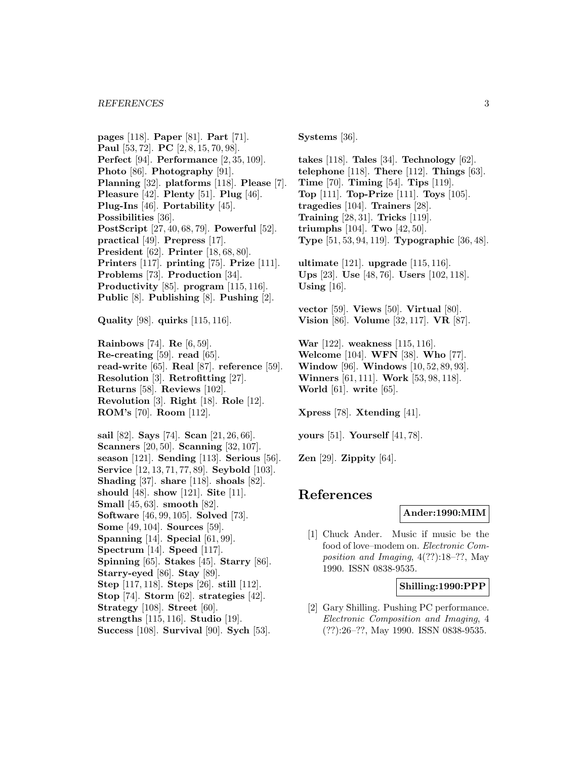**pages** [118]. **Paper** [81]. **Part** [71]. **Paul** [53, 72]. **PC** [2, 8, 15, 70, 98]. **Perfect** [94]. **Performance** [2, 35, 109]. **Photo** [86]. **Photography** [91]. **Planning** [32]. **platforms** [118]. **Please** [7]. **Pleasure** [42]. **Plenty** [51]. **Plug** [46]. **Plug-Ins** [46]. **Portability** [45]. **Possibilities** [36]. **PostScript** [27, 40, 68, 79]. **Powerful** [52]. **practical** [49]. **Prepress** [17]. **President** [62]. **Printer** [18, 68, 80]. **Printers** [117]. **printing** [75]. **Prize** [111]. **Problems** [73]. **Production** [34]. **Productivity** [85]. **program** [115, 116]. **Public** [8]. **Publishing** [8]. **Pushing** [2].

**Quality** [98]. **quirks** [115, 116].

**Rainbows** [74]. **Re** [6, 59]. **Re-creating** [59]. **read** [65]. **read-write** [65]. **Real** [87]. **reference** [59]. **Resolution** [3]. **Retrofitting** [27]. **Returns** [58]. **Reviews** [102]. **Revolution** [3]. **Right** [18]. **Role** [12]. **ROM's** [70]. **Room** [112].

**sail** [82]. **Says** [74]. **Scan** [21, 26, 66]. **Scanners** [20, 50]. **Scanning** [32, 107]. **season** [121]. **Sending** [113]. **Serious** [56]. **Service** [12, 13, 71, 77, 89]. **Seybold** [103]. **Shading** [37]. **share** [118]. **shoals** [82]. **should** [48]. **show** [121]. **Site** [11]. **Small** [45, 63]. **smooth** [82]. **Software** [46, 99, 105]. **Solved** [73]. **Some** [49, 104]. **Sources** [59]. **Spanning** [14]. **Special** [61, 99]. **Spectrum** [14]. **Speed** [117]. **Spinning** [65]. **Stakes** [45]. **Starry** [86]. **Starry-eyed** [86]. **Stay** [89]. **Step** [117, 118]. **Steps** [26]. **still** [112]. **Stop** [74]. **Storm** [62]. **strategies** [42]. **Strategy** [108]. **Street** [60]. **strengths** [115, 116]. **Studio** [19]. **Success** [108]. **Survival** [90]. **Sych** [53]. **Systems** [36].

**takes** [118]. **Tales** [34]. **Technology** [62]. **telephone** [118]. **There** [112]. **Things** [63]. **Time** [70]. **Timing** [54]. **Tips** [119]. **Top** [111]. **Top-Prize** [111]. **Toys** [105]. **tragedies** [104]. **Trainers** [28]. **Training** [28, 31]. **Tricks** [119]. **triumphs** [104]. **Two** [42, 50]. **Type** [51, 53, 94, 119]. **Typographic** [36, 48].

**ultimate** [121]. **upgrade** [115, 116]. **Ups** [23]. **Use** [48, 76]. **Users** [102, 118]. **Using** [16].

**vector** [59]. **Views** [50]. **Virtual** [80]. **Vision** [86]. **Volume** [32, 117]. **VR** [87].

**War** [122]. **weakness** [115, 116]. **Welcome** [104]. **WFN** [38]. **Who** [77]. **Window** [96]. **Windows** [10, 52, 89, 93]. **Winners** [61, 111]. **Work** [53, 98, 118]. **World** [61]. **write** [65].

**Xpress** [78]. **Xtending** [41].

**yours** [51]. **Yourself** [41, 78].

**Zen** [29]. **Zippity** [64].

# References

**Ander:1990:MIM**

[1] Chuck Ander. Music if music be the food of love–modem on. *Electronic Composition and Imaging*, 4(??):18–??, May 1990. ISSN 0838-9535.

**Shilling:1990:PPP**

[2] Gary Shilling. Pushing PC performance. *Electronic Composition and Imaging*, 4 (??):26–??, May 1990. ISSN 0838-9535.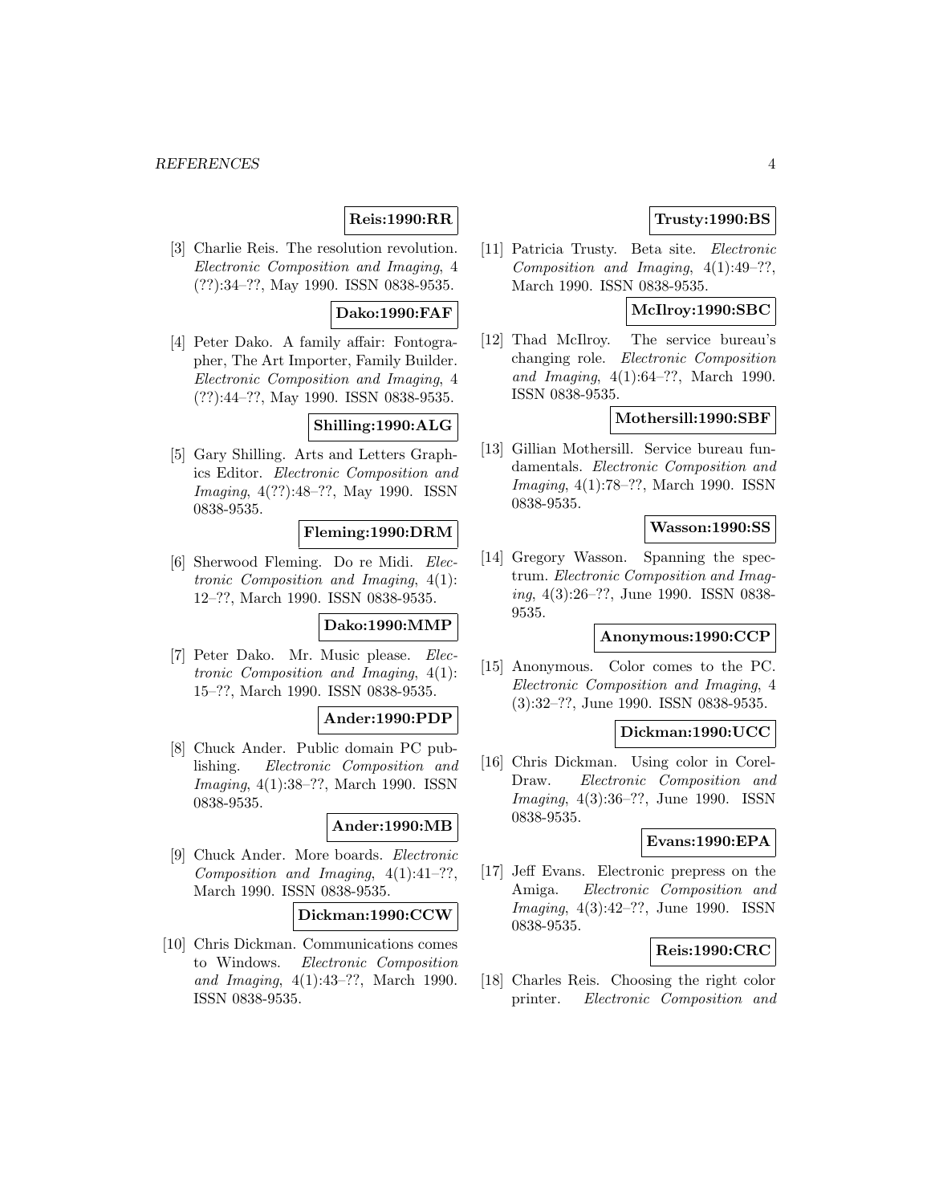**Reis:1990:RR**

[3] Charlie Reis. The resolution revolution. *Electronic Composition and Imaging*, 4 (??):34–??, May 1990. ISSN 0838-9535.

**Dako:1990:FAF**

[4] Peter Dako. A family affair: Fontographer, The Art Importer, Family Builder. *Electronic Composition and Imaging*, 4 (??):44–??, May 1990. ISSN 0838-9535.

**Shilling:1990:ALG**

[5] Gary Shilling. Arts and Letters Graphics Editor. *Electronic Composition and Imaging*, 4(??):48–??, May 1990. ISSN 0838-9535.

**Fleming:1990:DRM**

[6] Sherwood Fleming. Do re Midi. *Electronic Composition and Imaging*, 4(1): 12–??, March 1990. ISSN 0838-9535.

**Dako:1990:MMP**

[7] Peter Dako. Mr. Music please. *Electronic Composition and Imaging*, 4(1): 15–??, March 1990. ISSN 0838-9535.

**Ander:1990:PDP**

[8] Chuck Ander. Public domain PC publishing. *Electronic Composition and Imaging*, 4(1):38–??, March 1990. ISSN 0838-9535.

**Ander:1990:MB**

[9] Chuck Ander. More boards. *Electronic Composition and Imaging*, 4(1):41–??, March 1990. ISSN 0838-9535.

**Dickman:1990:CCW**

[10] Chris Dickman. Communications comes to Windows. *Electronic Composition and Imaging*, 4(1):43–??, March 1990. ISSN 0838-9535.

**Trusty:1990:BS**

[11] Patricia Trusty. Beta site. *Electronic Composition and Imaging*, 4(1):49–??, March 1990. ISSN 0838-9535.

**McIlroy:1990:SBC**

[12] Thad McIlroy. The service bureau's changing role. *Electronic Composition and Imaging*, 4(1):64–??, March 1990. ISSN 0838-9535.

**Mothersill:1990:SBF**

[13] Gillian Mothersill. Service bureau fundamentals. *Electronic Composition and Imaging*, 4(1):78–??, March 1990. ISSN 0838-9535.

**Wasson:1990:SS**

[14] Gregory Wasson. Spanning the spectrum. *Electronic Composition and Imaging*, 4(3):26–??, June 1990. ISSN 0838-9535.

**Anonymous:1990:CCP**

[15] Anonymous. Color comes to the PC. *Electronic Composition and Imaging*, 4 (3):32–??, June 1990. ISSN 0838-9535.

**Dickman:1990:UCC**

[16] Chris Dickman. Using color in CorelDraw. *Electronic Composition and Imaging*, 4(3):36–??, June 1990. ISSN 0838-9535.

**Evans:1990:EPA**

[17] Jeff Evans. Electronic prepress on the Amiga. *Electronic Composition and Imaging*, 4(3):42–??, June 1990. ISSN 0838-9535.

**Reis:1990:CRC**

[18] Charles Reis. Choosing the right color printer. *Electronic Composition and*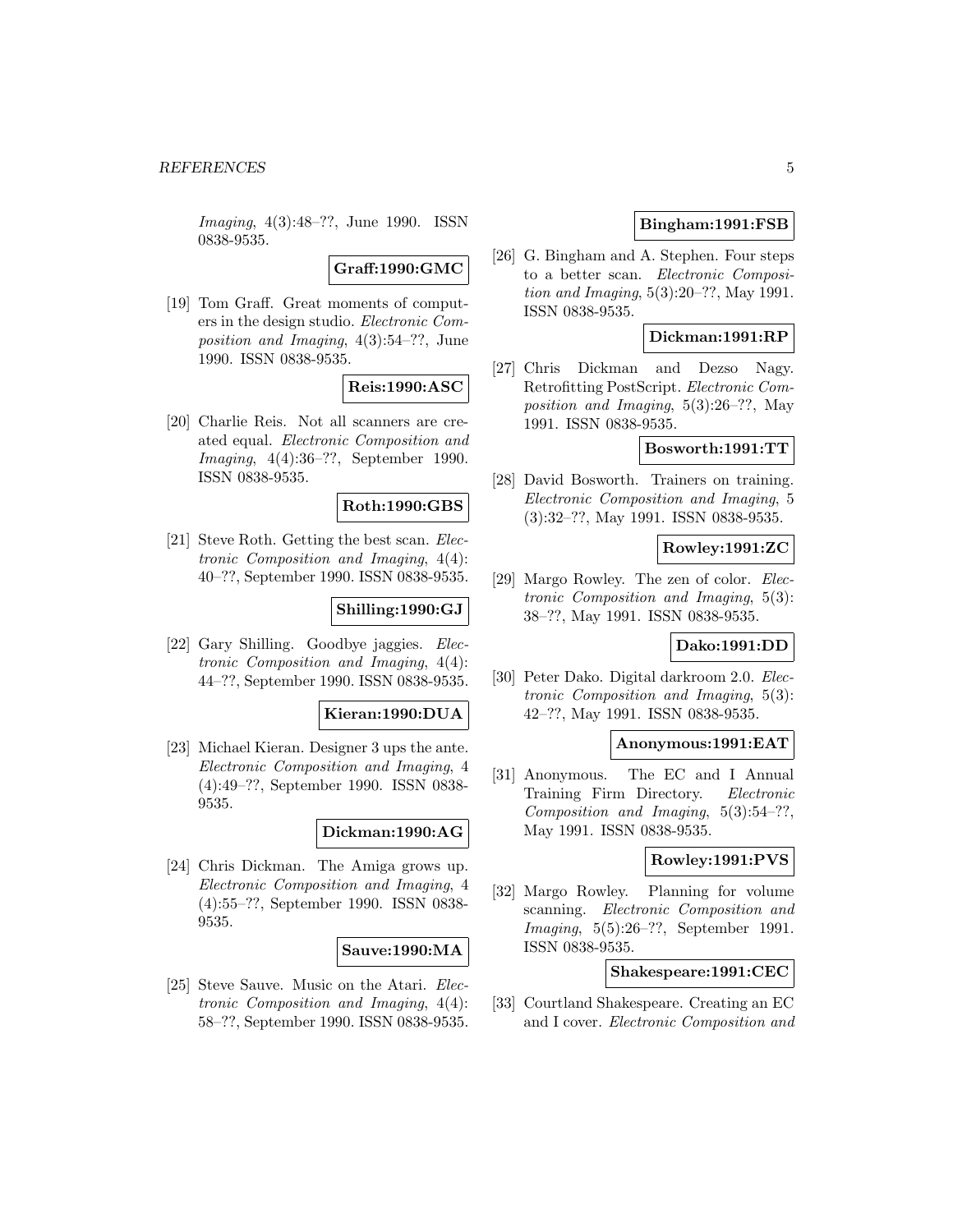*Imaging*, 4(3):48–??, June 1990. ISSN 0838-9535.

**Graff:1990:GMC**

[19] Tom Graff. Great moments of computers in the design studio. *Electronic Composition and Imaging*, 4(3):54–??, June 1990. ISSN 0838-9535.

**Reis:1990:ASC**

[20] Charlie Reis. Not all scanners are created equal. *Electronic Composition and Imaging*, 4(4):36–??, September 1990. ISSN 0838-9535.

**Roth:1990:GBS**

[21] Steve Roth. Getting the best scan. *Electronic Composition and Imaging*, 4(4): 40–??, September 1990. ISSN 0838-9535.

**Shilling:1990:GJ**

[22] Gary Shilling. Goodbye jaggies. *Electronic Composition and Imaging*, 4(4): 44–??, September 1990. ISSN 0838-9535.

**Kieran:1990:DUA**

[23] Michael Kieran. Designer 3 ups the ante. *Electronic Composition and Imaging*, 4 (4):49–??, September 1990. ISSN 0838-9535.

**Dickman:1990:AG**

[24] Chris Dickman. The Amiga grows up. *Electronic Composition and Imaging*, 4 (4):55–??, September 1990. ISSN 0838-9535.

**Sauve:1990:MA**

[25] Steve Sauve. Music on the Atari. *Electronic Composition and Imaging*, 4(4): 58–??, September 1990. ISSN 0838-9535.

**Bingham:1991:FSB**

[26] G. Bingham and A. Stephen. Four steps to a better scan. *Electronic Composition and Imaging*, 5(3):20–??, May 1991. ISSN 0838-9535.

**Dickman:1991:RP**

[27] Chris Dickman and Dezso Nagy. Retrofitting PostScript. *Electronic Composition and Imaging*, 5(3):26–??, May 1991. ISSN 0838-9535.

**Bosworth:1991:TT**

[28] David Bosworth. Trainers on training. *Electronic Composition and Imaging*, 5 (3):32–??, May 1991. ISSN 0838-9535.

**Rowley:1991:ZC**

[29] Margo Rowley. The zen of color. *Electronic Composition and Imaging*, 5(3): 38–??, May 1991. ISSN 0838-9535.

**Dako:1991:DD**

[30] Peter Dako. Digital darkroom 2.0. *Electronic Composition and Imaging*, 5(3): 42–??, May 1991. ISSN 0838-9535.

**Anonymous:1991:EAT**

[31] Anonymous. The EC and I Annual Training Firm Directory. *Electronic Composition and Imaging*, 5(3):54–??, May 1991. ISSN 0838-9535.

**Rowley:1991:PVS**

[32] Margo Rowley. Planning for volume scanning. *Electronic Composition and Imaging*, 5(5):26–??, September 1991. ISSN 0838-9535.

**Shakespeare:1991:CEC**

[33] Courtland Shakespeare. Creating an EC and I cover. *Electronic Composition and*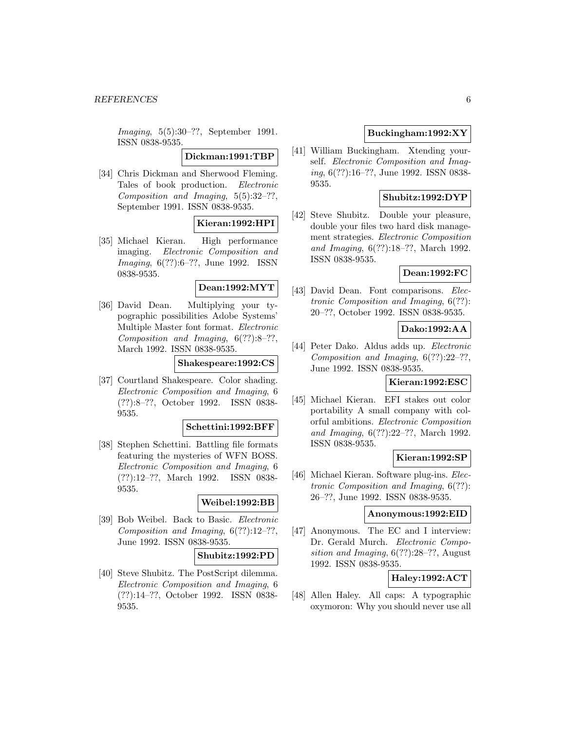*Imaging*, 5(5):30–??, September 1991. ISSN 0838-9535.

**Dickman:1991:TBP**

[34] Chris Dickman and Sherwood Fleming. Tales of book production. *Electronic Composition and Imaging*, 5(5):32–??, September 1991. ISSN 0838-9535.

**Kieran:1992:HPI**

[35] Michael Kieran. High performance imaging. *Electronic Composition and Imaging*, 6(??):6–??, June 1992. ISSN 0838-9535.

**Dean:1992:MYT**

[36] David Dean. Multiplying your typographic possibilities Adobe Systems' Multiple Master font format. *Electronic Composition and Imaging*, 6(??):8–??, March 1992. ISSN 0838-9535.

**Shakespeare:1992:CS**

[37] Courtland Shakespeare. Color shading. *Electronic Composition and Imaging*, 6(??):8–??, October 1992. ISSN 0838-9535.

**Schettini:1992:BFF**

[38] Stephen Schettini. Battling file formats featuring the mysteries of WFN BOSS. *Electronic Composition and Imaging*, 6(??):12–??, March 1992. ISSN 0838-9535.

**Weibel:1992:BB**

[39] Bob Weibel. Back to Basic. *Electronic Composition and Imaging*, 6(??):12–??, June 1992. ISSN 0838-9535.

**Shubitz:1992:PD**

[40] Steve Shubitz. The PostScript dilemma. *Electronic Composition and Imaging*, 6(??):14–??, October 1992. ISSN 0838-9535.

**Buckingham:1992:XY**

[41] William Buckingham. Xtending yourself. *Electronic Composition and Imaging*, 6(??):16–??, June 1992. ISSN 0838-9535.

**Shubitz:1992:DYP**

[42] Steve Shubitz. Double your pleasure, double your files two hard disk management strategies. *Electronic Composition and Imaging*, 6(??):18–??, March 1992. ISSN 0838-9535.

**Dean:1992:FC**

[43] David Dean. Font comparisons. *Electronic Composition and Imaging*, 6(??):20–??, October 1992. ISSN 0838-9535.

**Dako:1992:AA**

[44] Peter Dako. Aldus adds up. *Electronic Composition and Imaging*, 6(??):22–??, June 1992. ISSN 0838-9535.

**Kieran:1992:ESC**

[45] Michael Kieran. EFI stakes out color portability A small company with colorful ambitions. *Electronic Composition and Imaging*, 6(??):22–??, March 1992. ISSN 0838-9535.

**Kieran:1992:SP**

[46] Michael Kieran. Software plug-ins. *Electronic Composition and Imaging*, 6(??):26–??, June 1992. ISSN 0838-9535.

**Anonymous:1992:EID**

[47] Anonymous. The EC and I interview: Dr. Gerald Murch. *Electronic Composition and Imaging*, 6(??):28–??, August 1992. ISSN 0838-9535.

**Haley:1992:ACT**

[48] Allen Haley. All caps: A typographic oxymoron: Why you should never use all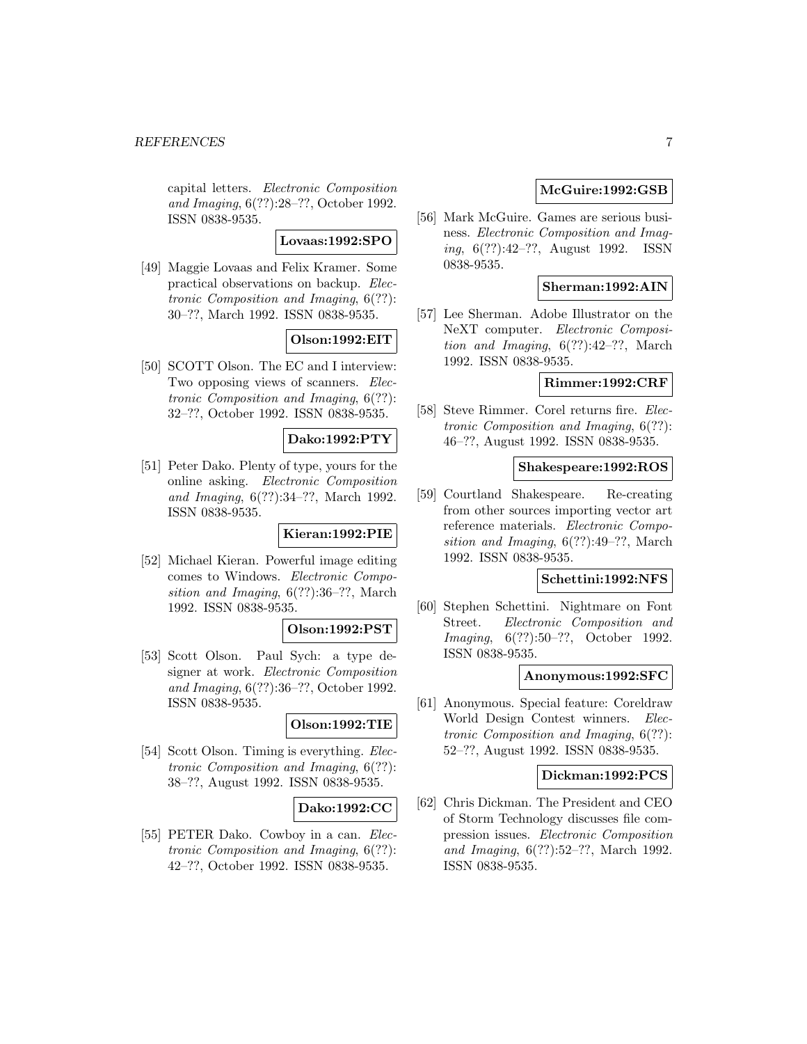capital letters. *Electronic Composition and Imaging*, 6(??):28–??, October 1992. ISSN 0838-9535.

**Lovaas:1992:SPO**

[49] Maggie Lovaas and Felix Kramer. Some practical observations on backup. *Electronic Composition and Imaging*, 6(??): 30–??, March 1992. ISSN 0838-9535.

**Olson:1992:EIT**

[50] SCOTT Olson. The EC and I interview: Two opposing views of scanners. *Electronic Composition and Imaging*, 6(??): 32–??, October 1992. ISSN 0838-9535.

**Dako:1992:PTY**

[51] Peter Dako. Plenty of type, yours for the online asking. *Electronic Composition and Imaging*, 6(??):34–??, March 1992. ISSN 0838-9535.

**Kieran:1992:PIE**

[52] Michael Kieran. Powerful image editing comes to Windows. *Electronic Composition and Imaging*, 6(??):36–??, March 1992. ISSN 0838-9535.

**Olson:1992:PST**

[53] Scott Olson. Paul Sych: a type designer at work. *Electronic Composition and Imaging*, 6(??):36–??, October 1992. ISSN 0838-9535.

**Olson:1992:TIE**

[54] Scott Olson. Timing is everything. *Electronic Composition and Imaging*, 6(??): 38–??, August 1992. ISSN 0838-9535.

**Dako:1992:CC**

[55] PETER Dako. Cowboy in a can. *Electronic Composition and Imaging*, 6(??): 42–??, October 1992. ISSN 0838-9535.

**McGuire:1992:GSB**

[56] Mark McGuire. Games are serious business. *Electronic Composition and Imaging*, 6(??):42–??, August 1992. ISSN 0838-9535.

**Sherman:1992:AIN**

[57] Lee Sherman. Adobe Illustrator on the NeXT computer. *Electronic Composition and Imaging*, 6(??):42–??, March 1992. ISSN 0838-9535.

**Rimmer:1992:CRF**

[58] Steve Rimmer. Corel returns fire. *Electronic Composition and Imaging*, 6(??): 46–??, August 1992. ISSN 0838-9535.

**Shakespeare:1992:ROS**

[59] Courtland Shakespeare. Re-creating from other sources importing vector art reference materials. *Electronic Composition and Imaging*, 6(??):49–??, March 1992. ISSN 0838-9535.

**Schettini:1992:NFS**

[60] Stephen Schettini. Nightmare on Font Street. *Electronic Composition and Imaging*, 6(??):50–??, October 1992. ISSN 0838-9535.

**Anonymous:1992:SFC**

[61] Anonymous. Special feature: Coreldraw World Design Contest winners. *Electronic Composition and Imaging*, 6(??): 52–??, August 1992. ISSN 0838-9535.

**Dickman:1992:PCS**

[62] Chris Dickman. The President and CEO of Storm Technology discusses file compression issues. *Electronic Composition and Imaging*, 6(??):52–??, March 1992. ISSN 0838-9535.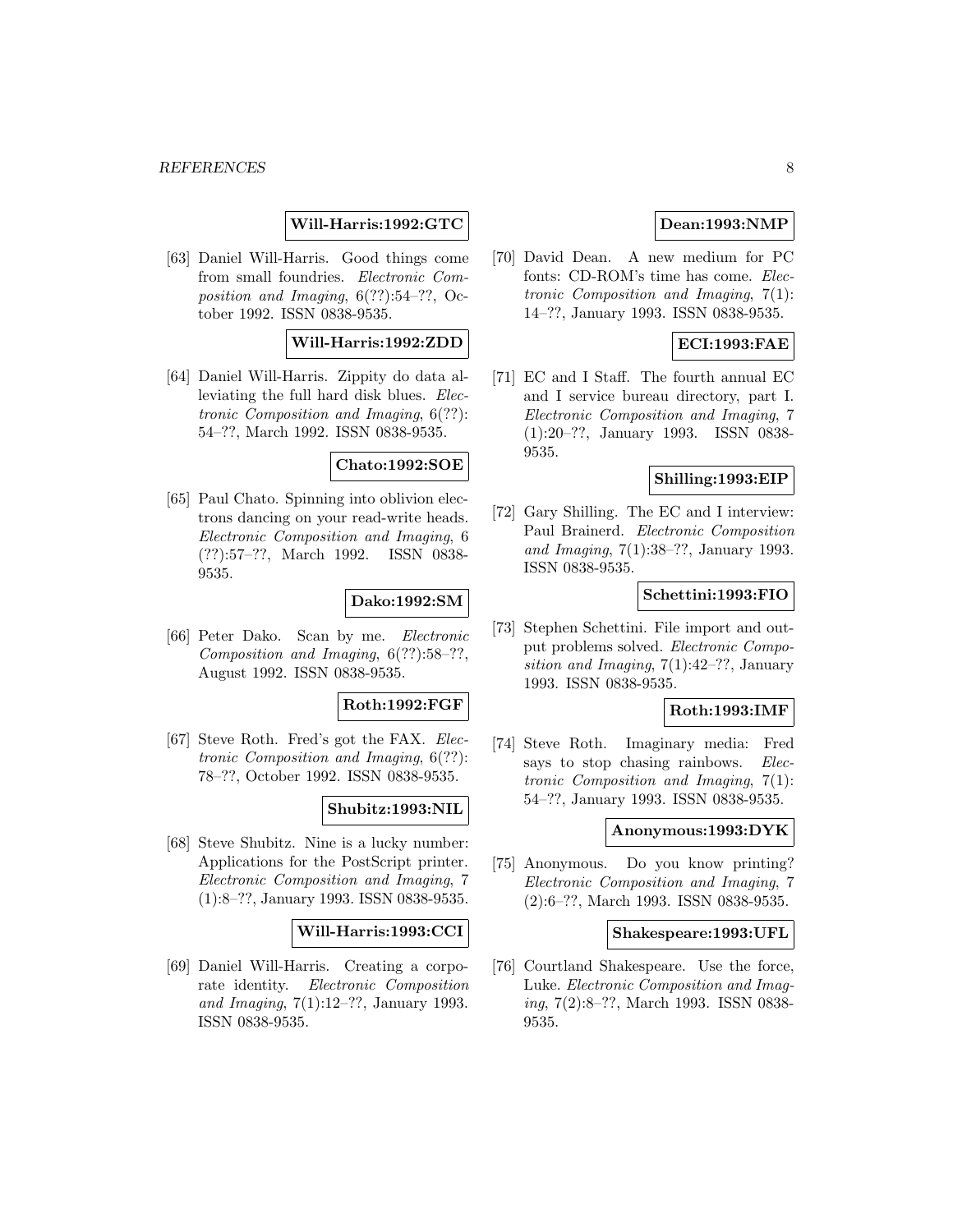**Will-Harris:1992:GTC**

[63] Daniel Will-Harris. Good things come from small foundries. *Electronic Composition and Imaging*, 6(??):54–??, October 1992. ISSN 0838-9535.

**Will-Harris:1992:ZDD**

[64] Daniel Will-Harris. Zippity do data alleviating the full hard disk blues. *Electronic Composition and Imaging*, 6(??): 54–??, March 1992. ISSN 0838-9535.

**Chato:1992:SOE**

[65] Paul Chato. Spinning into oblivion electrons dancing on your read-write heads. *Electronic Composition and Imaging*, 6 (??):57–??, March 1992. ISSN 0838-9535.

**Dako:1992:SM**

[66] Peter Dako. Scan by me. *Electronic Composition and Imaging*, 6(??):58–??, August 1992. ISSN 0838-9535.

**Roth:1992:FGF**

[67] Steve Roth. Fred's got the FAX. *Electronic Composition and Imaging*, 6(??): 78–??, October 1992. ISSN 0838-9535.

**Shubitz:1993:NIL**

[68] Steve Shubitz. Nine is a lucky number: Applications for the PostScript printer. *Electronic Composition and Imaging*, 7 (1):8–??, January 1993. ISSN 0838-9535.

**Will-Harris:1993:CCI**

[69] Daniel Will-Harris. Creating a corporate identity. *Electronic Composition and Imaging*, 7(1):12–??, January 1993. ISSN 0838-9535.

**Dean:1993:NMP**

[70] David Dean. A new medium for PC fonts: CD-ROM's time has come. *Electronic Composition and Imaging*, 7(1): 14–??, January 1993. ISSN 0838-9535.

**ECI:1993:FAE**

[71] EC and I Staff. The fourth annual EC and I service bureau directory, part I. *Electronic Composition and Imaging*, 7 (1):20–??, January 1993. ISSN 0838-9535.

**Shilling:1993:EIP**

[72] Gary Shilling. The EC and I interview: Paul Brainerd. *Electronic Composition and Imaging*, 7(1):38–??, January 1993. ISSN 0838-9535.

**Schettini:1993:FIO**

[73] Stephen Schettini. File import and output problems solved. *Electronic Composition and Imaging*, 7(1):42–??, January 1993. ISSN 0838-9535.

**Roth:1993:IMF**

[74] Steve Roth. Imaginary media: Fred says to stop chasing rainbows. *Electronic Composition and Imaging*, 7(1): 54–??, January 1993. ISSN 0838-9535.

**Anonymous:1993:DYK**

[75] Anonymous. Do you know printing? *Electronic Composition and Imaging*, 7 (2):6–??, March 1993. ISSN 0838-9535.

**Shakespeare:1993:UFL**

[76] Courtland Shakespeare. Use the force, Luke. *Electronic Composition and Imaging*, 7(2):8–??, March 1993. ISSN 0838-9535.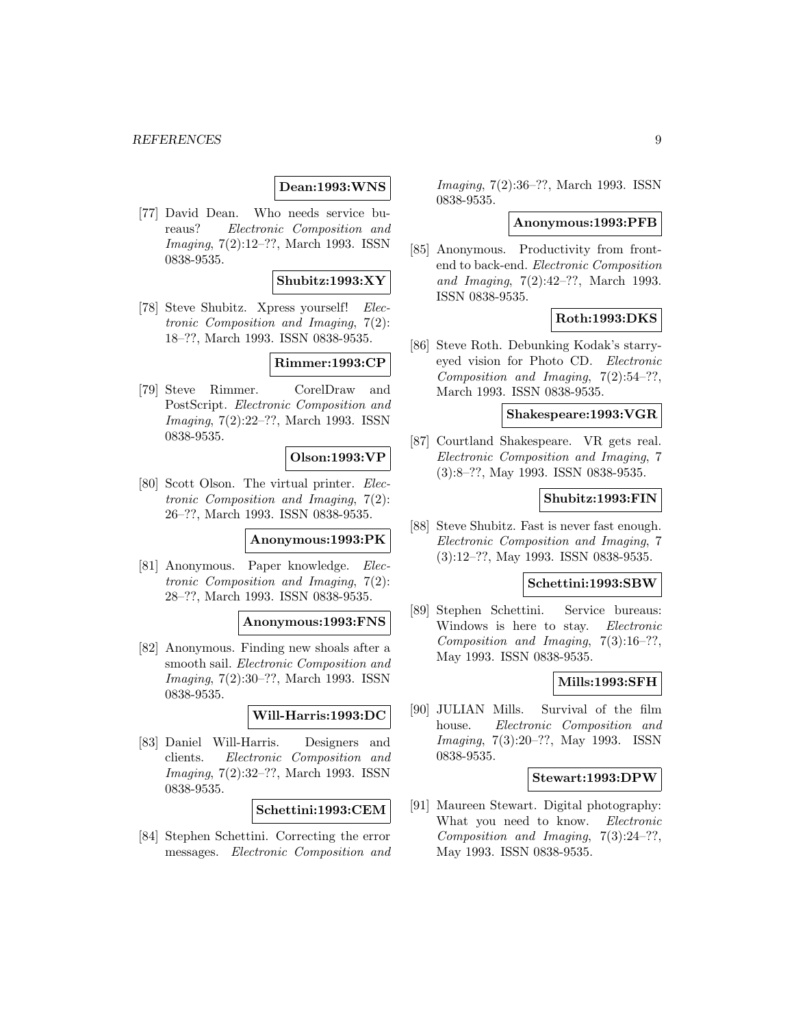**Dean:1993:WNS**

[77] David Dean. Who needs service bureaus? *Electronic Composition and Imaging*, 7(2):12–??, March 1993. ISSN 0838-9535.

**Shubitz:1993:XY**

[78] Steve Shubitz. Xpress yourself! *Electronic Composition and Imaging*, 7(2): 18–??, March 1993. ISSN 0838-9535.

**Rimmer:1993:CP**

[79] Steve Rimmer. CorelDraw and PostScript. *Electronic Composition and Imaging*, 7(2):22–??, March 1993. ISSN 0838-9535.

**Olson:1993:VP**

[80] Scott Olson. The virtual printer. *Electronic Composition and Imaging*, 7(2): 26–??, March 1993. ISSN 0838-9535.

**Anonymous:1993:PK**

[81] Anonymous. Paper knowledge. *Electronic Composition and Imaging*, 7(2): 28–??, March 1993. ISSN 0838-9535.

**Anonymous:1993:FNS**

[82] Anonymous. Finding new shoals after a smooth sail. *Electronic Composition and Imaging*, 7(2):30–??, March 1993. ISSN 0838-9535.

**Will-Harris:1993:DC**

[83] Daniel Will-Harris. Designers and clients. *Electronic Composition and Imaging*, 7(2):32–??, March 1993. ISSN 0838-9535.

**Schettini:1993:CEM**

[84] Stephen Schettini. Correcting the error messages. *Electronic Composition and Imaging*, 7(2):36–??, March 1993. ISSN 0838-9535.

**Anonymous:1993:PFB**

[85] Anonymous. Productivity from front-end to back-end. *Electronic Composition and Imaging*, 7(2):42–??, March 1993. ISSN 0838-9535.

**Roth:1993:DKS**

[86] Steve Roth. Debunking Kodak's starry-eyed vision for Photo CD. *Electronic Composition and Imaging*, 7(2):54–??, March 1993. ISSN 0838-9535.

**Shakespeare:1993:VGR**

[87] Courtland Shakespeare. VR gets real. *Electronic Composition and Imaging*, 7 (3):8–??, May 1993. ISSN 0838-9535.

**Shubitz:1993:FIN**

[88] Steve Shubitz. Fast is never fast enough. *Electronic Composition and Imaging*, 7 (3):12–??, May 1993. ISSN 0838-9535.

**Schettini:1993:SBW**

[89] Stephen Schettini. Service bureaus: Windows is here to stay. *Electronic Composition and Imaging*, 7(3):16–??, May 1993. ISSN 0838-9535.

**Mills:1993:SFH**

[90] JULIAN Mills. Survival of the film house. *Electronic Composition and Imaging*, 7(3):20–??, May 1993. ISSN 0838-9535.

**Stewart:1993:DPW**

[91] Maureen Stewart. Digital photography: What you need to know. *Electronic Composition and Imaging*, 7(3):24–??, May 1993. ISSN 0838-9535.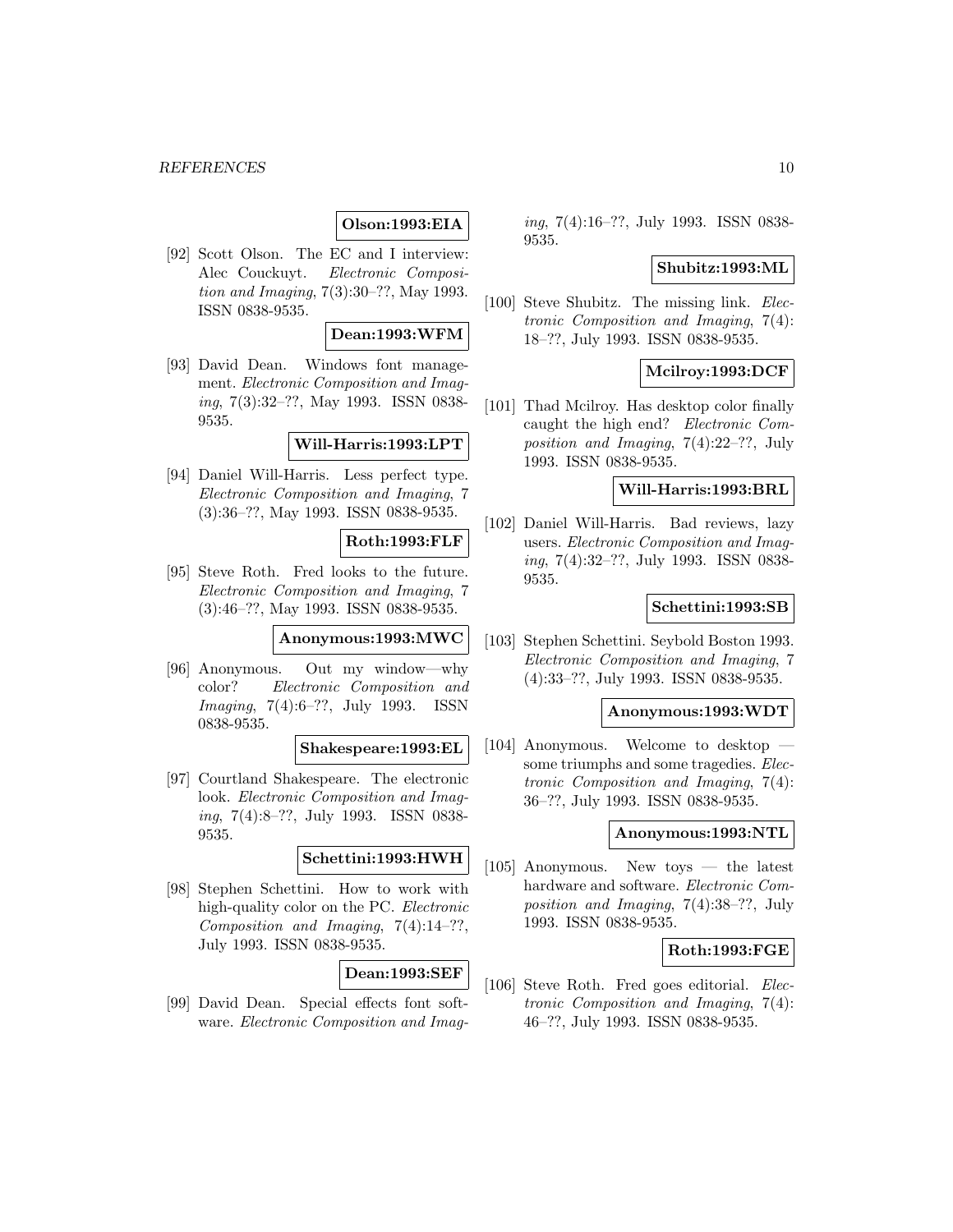**Olson:1993:EIA**

[92] Scott Olson. The EC and I interview: Alec Couckuyt. *Electronic Composition and Imaging*, 7(3):30–??, May 1993. ISSN 0838-9535.

**Dean:1993:WFM**

[93] David Dean. Windows font management. *Electronic Composition and Imaging*, 7(3):32–??, May 1993. ISSN 0838-9535.

**Will-Harris:1993:LPT**

[94] Daniel Will-Harris. Less perfect type. *Electronic Composition and Imaging*, 7 (3):36–??, May 1993. ISSN 0838-9535.

**Roth:1993:FLF**

[95] Steve Roth. Fred looks to the future. *Electronic Composition and Imaging*, 7 (3):46–??, May 1993. ISSN 0838-9535.

**Anonymous:1993:MWC**

[96] Anonymous. Out my window—why color? *Electronic Composition and Imaging*, 7(4):6–??, July 1993. ISSN 0838-9535.

**Shakespeare:1993:EL**

[97] Courtland Shakespeare. The electronic look. *Electronic Composition and Imaging*, 7(4):8–??, July 1993. ISSN 0838-9535.

**Schettini:1993:HWH**

[98] Stephen Schettini. How to work with high-quality color on the PC. *Electronic Composition and Imaging*, 7(4):14–??, July 1993. ISSN 0838-9535.

**Dean:1993:SEF**

[99] David Dean. Special effects font software. *Electronic Composition and Imaging*, 7(4):16–??, July 1993. ISSN 0838-9535.

**Shubitz:1993:ML**

[100] Steve Shubitz. The missing link. *Electronic Composition and Imaging*, 7(4): 18–??, July 1993. ISSN 0838-9535.

**Mcilroy:1993:DCF**

[101] Thad Mcilroy. Has desktop color finally caught the high end? *Electronic Composition and Imaging*, 7(4):22–??, July 1993. ISSN 0838-9535.

**Will-Harris:1993:BRL**

[102] Daniel Will-Harris. Bad reviews, lazy users. *Electronic Composition and Imaging*, 7(4):32–??, July 1993. ISSN 0838-9535.

**Schettini:1993:SB**

[103] Stephen Schettini. Seybold Boston 1993. *Electronic Composition and Imaging*, 7 (4):33–??, July 1993. ISSN 0838-9535.

**Anonymous:1993:WDT**

[104] Anonymous. Welcome to desktop — some triumphs and some tragedies. *Electronic Composition and Imaging*, 7(4): 36–??, July 1993. ISSN 0838-9535.

**Anonymous:1993:NTL**

[105] Anonymous. New toys — the latest hardware and software. *Electronic Composition and Imaging*, 7(4):38–??, July 1993. ISSN 0838-9535.

**Roth:1993:FGE**

[106] Steve Roth. Fred goes editorial. *Electronic Composition and Imaging*, 7(4): 46–??, July 1993. ISSN 0838-9535.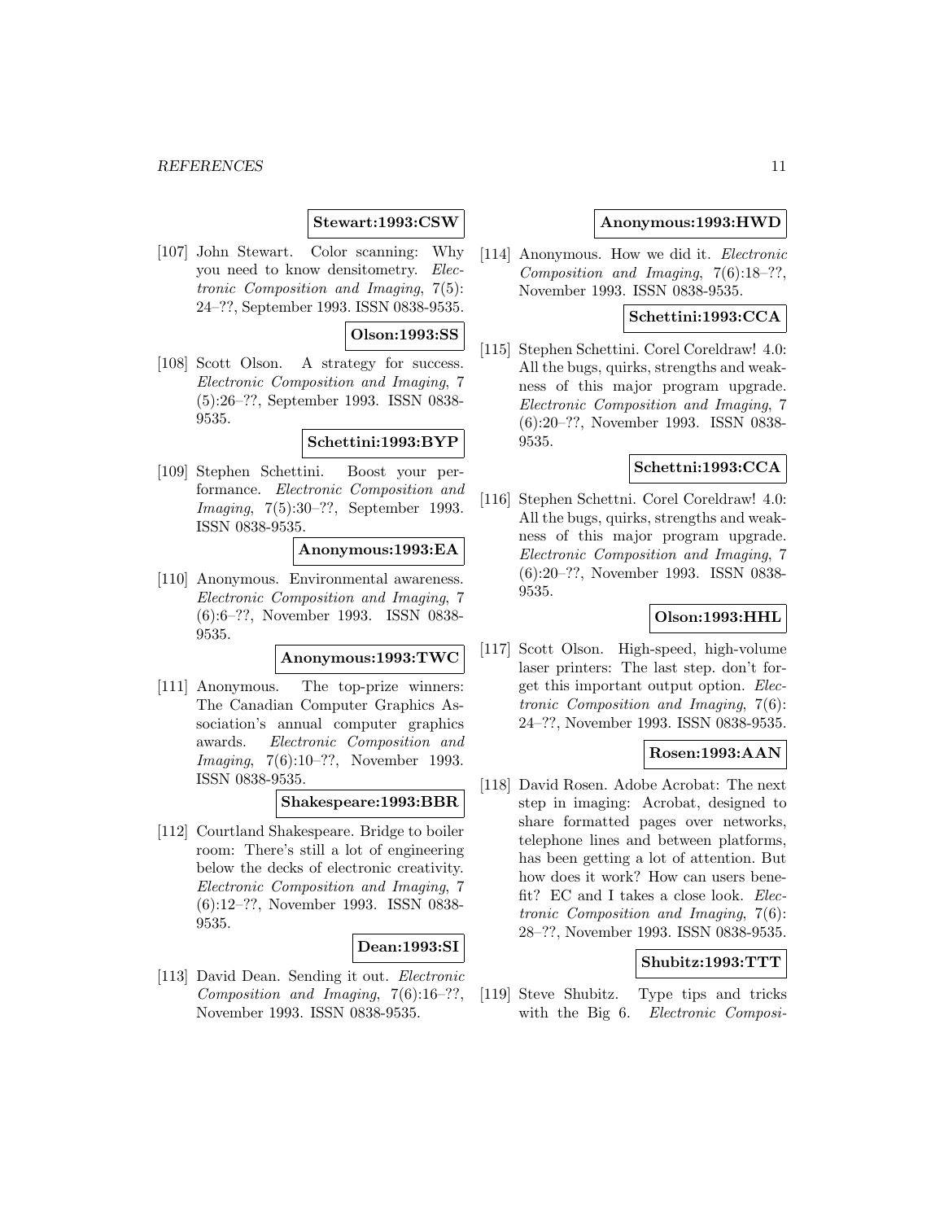**Stewart:1993:CSW**

[107] John Stewart. Color scanning: Why you need to know densitometry. *Electronic Composition and Imaging*, 7(5): 24–??, September 1993. ISSN 0838-9535.

**Olson:1993:SS**

[108] Scott Olson. A strategy for success. *Electronic Composition and Imaging*, 7 (5):26–??, September 1993. ISSN 0838-9535.

**Schettini:1993:BYP**

[109] Stephen Schettini. Boost your performance. *Electronic Composition and Imaging*, 7(5):30–??, September 1993. ISSN 0838-9535.

**Anonymous:1993:EA**

[110] Anonymous. Environmental awareness. *Electronic Composition and Imaging*, 7 (6):6–??, November 1993. ISSN 0838-9535.

**Anonymous:1993:TWC**

[111] Anonymous. The top-prize winners: The Canadian Computer Graphics Association's annual computer graphics awards. *Electronic Composition and Imaging*, 7(6):10–??, November 1993. ISSN 0838-9535.

**Shakespeare:1993:BBR**

[112] Courtland Shakespeare. Bridge to boiler room: There's still a lot of engineering below the decks of electronic creativity. *Electronic Composition and Imaging*, 7 (6):12–??, November 1993. ISSN 0838-9535.

**Dean:1993:SI**

[113] David Dean. Sending it out. *Electronic Composition and Imaging*, 7(6):16–??, November 1993. ISSN 0838-9535.

**Anonymous:1993:HWD**

[114] Anonymous. How we did it. *Electronic Composition and Imaging*, 7(6):18–??, November 1993. ISSN 0838-9535.

**Schettini:1993:CCA**

[115] Stephen Schettini. Corel Coreldraw! 4.0: All the bugs, quirks, strengths and weakness of this major program upgrade. *Electronic Composition and Imaging*, 7 (6):20–??, November 1993. ISSN 0838-9535.

**Schettni:1993:CCA**

[116] Stephen Schettni. Corel Coreldraw! 4.0: All the bugs, quirks, strengths and weakness of this major program upgrade. *Electronic Composition and Imaging*, 7 (6):20–??, November 1993. ISSN 0838-9535.

**Olson:1993:HHL**

[117] Scott Olson. High-speed, high-volume laser printers: The last step. don't forget this important output option. *Electronic Composition and Imaging*, 7(6): 24–??, November 1993. ISSN 0838-9535.

**Rosen:1993:AAN**

[118] David Rosen. Adobe Acrobat: The next step in imaging: Acrobat, designed to share formatted pages over networks, telephone lines and between platforms, has been getting a lot of attention. But how does it work? How can users benefit? EC and I takes a close look. *Electronic Composition and Imaging*, 7(6): 28–??, November 1993. ISSN 0838-9535.

**Shubitz:1993:TTT**

[119] Steve Shubitz. Type tips and tricks with the Big 6. *Electronic Composi-*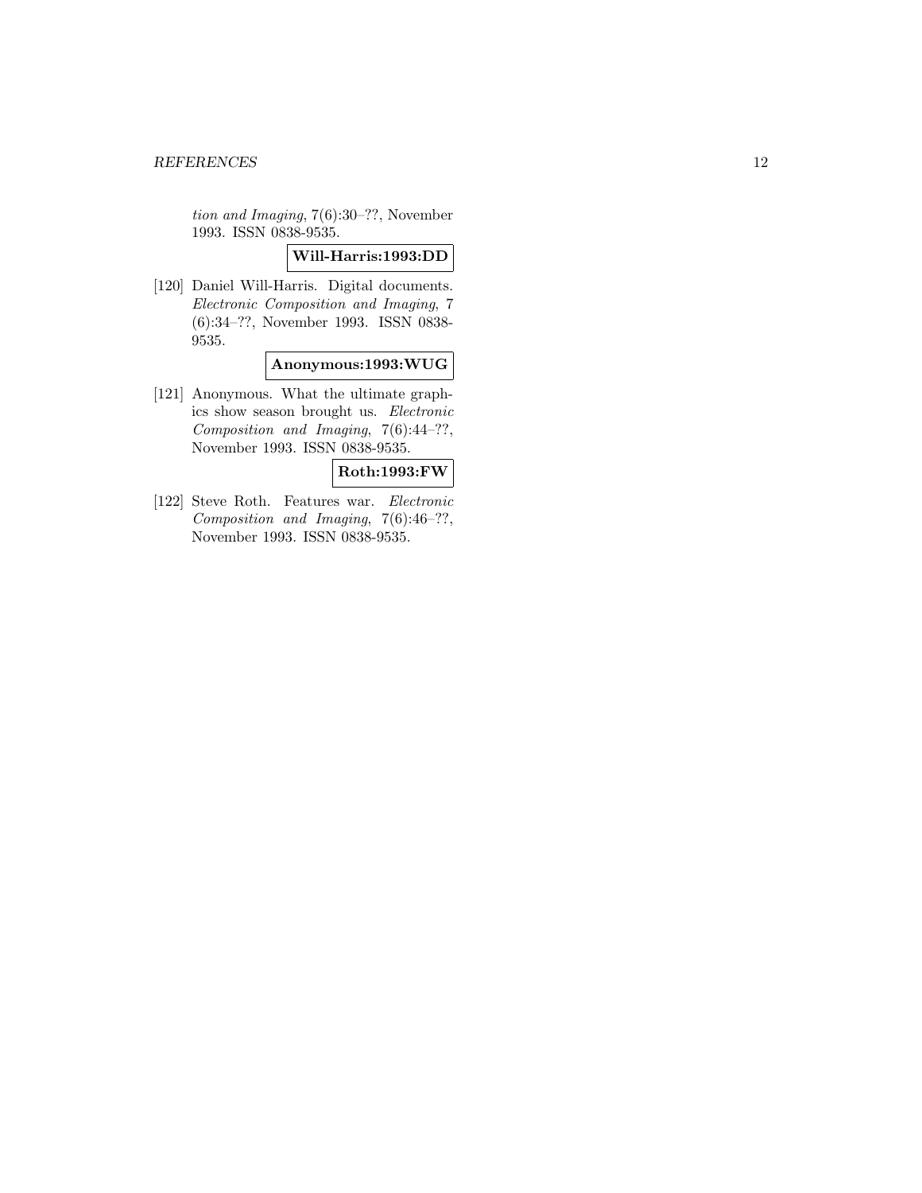*tion and Imaging*, 7(6):30–??, November 1993. ISSN 0838-9535.

**Will-Harris:1993:DD**

[120] Daniel Will-Harris. Digital documents. *Electronic Composition and Imaging*, 7 (6):34–??, November 1993. ISSN 0838-9535.

**Anonymous:1993:WUG**

[121] Anonymous. What the ultimate graphics show season brought us. *Electronic Composition and Imaging*, 7(6):44–??, November 1993. ISSN 0838-9535.

**Roth:1993:FW**

[122] Steve Roth. Features war. *Electronic Composition and Imaging*, 7(6):46–??, November 1993. ISSN 0838-9535.